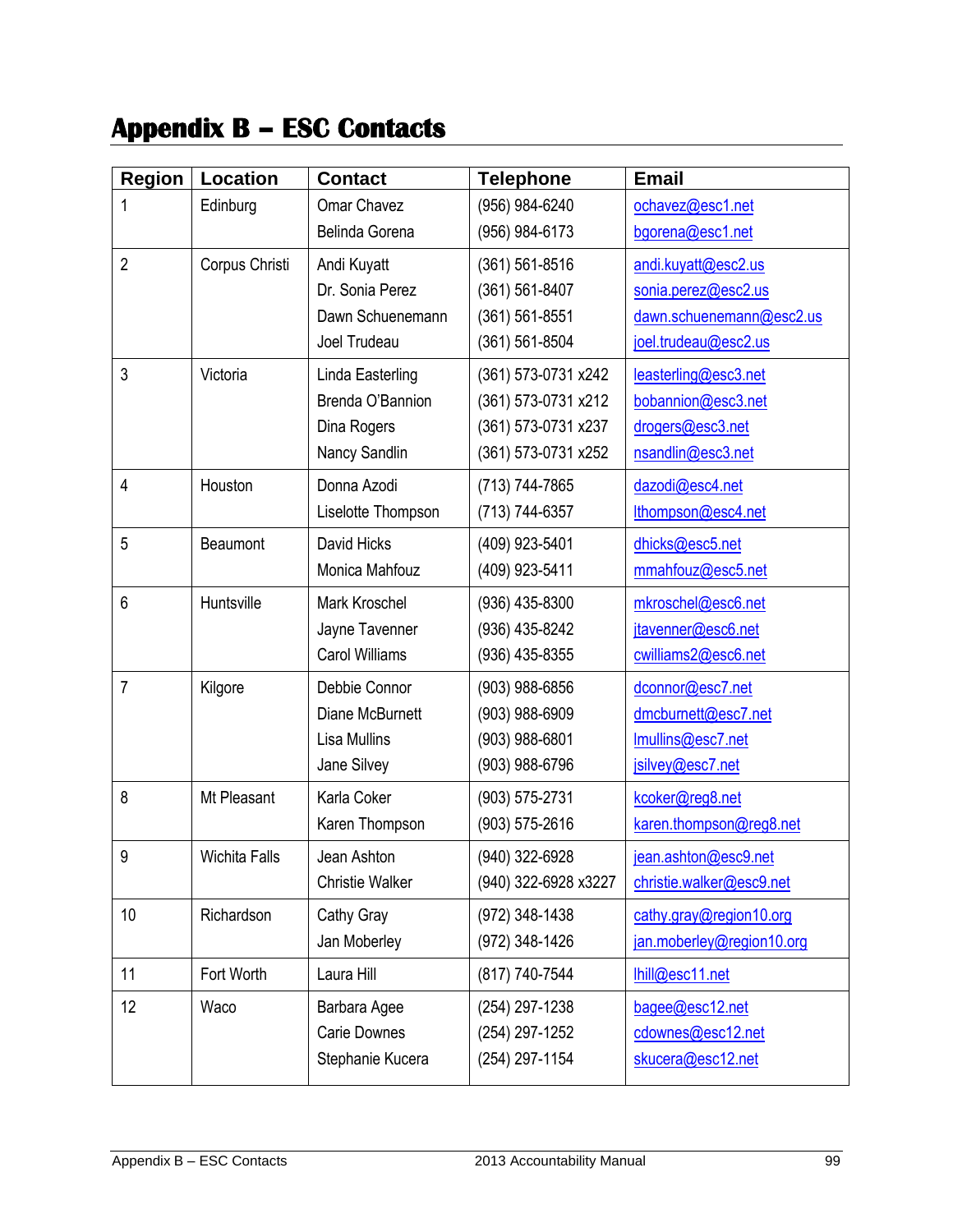# Appendix B – ESC Contacts

| Region | Location | Contact | Telephone | Email |
|---|---|---|---|---|
| 1 | Edinburg | Omar Chavez<br>Belinda Gorena | (956) 984-6240<br>(956) 984-6173 | ochavez@esc1.net<br>bgorena@esc1.net |
| 2 | Corpus Christi | Andi Kuyatt<br>Dr. Sonia Perez<br>Dawn Schuenemann<br>Joel Trudeau | (361) 561-8516<br>(361) 561-8407<br>(361) 561-8551<br>(361) 561-8504 | andi.kuyatt@esc2.us<br>sonia.perez@esc2.us<br>dawn.schuenemann@esc2.us<br>joel.trudeau@esc2.us |
| 3 | Victoria | Linda Easterling<br>Brenda O'Bannion<br>Dina Rogers<br>Nancy Sandlin | (361) 573-0731 x242<br>(361) 573-0731 x212<br>(361) 573-0731 x237<br>(361) 573-0731 x252 | leasterling@esc3.net<br>bobannion@esc3.net<br>drogers@esc3.net<br>nsandlin@esc3.net |
| 4 | Houston | Donna Azodi<br>Liselotte Thompson | (713) 744-7865<br>(713) 744-6357 | dazodi@esc4.net<br>lthompson@esc4.net |
| 5 | Beaumont | David Hicks<br>Monica Mahfouz | (409) 923-5401<br>(409) 923-5411 | dhicks@esc5.net<br>mmahfouz@esc5.net |
| 6 | Huntsville | Mark Kroschel<br>Jayne Tavenner<br>Carol Williams | (936) 435-8300<br>(936) 435-8242<br>(936) 435-8355 | mkroschel@esc6.net<br>jtavenner@esc6.net<br>cwilliams2@esc6.net |
| 7 | Kilgore | Debbie Connor<br>Diane McBurnett<br>Lisa Mullins<br>Jane Silvey | (903) 988-6856<br>(903) 988-6909<br>(903) 988-6801<br>(903) 988-6796 | dconnor@esc7.net<br>dmcburnett@esc7.net<br>lmullins@esc7.net<br>jsilvey@esc7.net |
| 8 | Mt Pleasant | Karla Coker<br>Karen Thompson | (903) 575-2731<br>(903) 575-2616 | kcoker@reg8.net<br>karen.thompson@reg8.net |
| 9 | Wichita Falls | Jean Ashton<br>Christie Walker | (940) 322-6928<br>(940) 322-6928 x3227 | jean.ashton@esc9.net<br>christie.walker@esc9.net |
| 10 | Richardson | Cathy Gray<br>Jan Moberley | (972) 348-1438<br>(972) 348-1426 | cathy.gray@region10.org<br>jan.moberley@region10.org |
| 11 | Fort Worth | Laura Hill | (817) 740-7544 | lhill@esc11.net |
| 12 | Waco | Barbara Agee<br>Carie Downes<br>Stephanie Kucera | (254) 297-1238<br>(254) 297-1252<br>(254) 297-1154 | bagee@esc12.net<br>cdownes@esc12.net<br>skucera@esc12.net |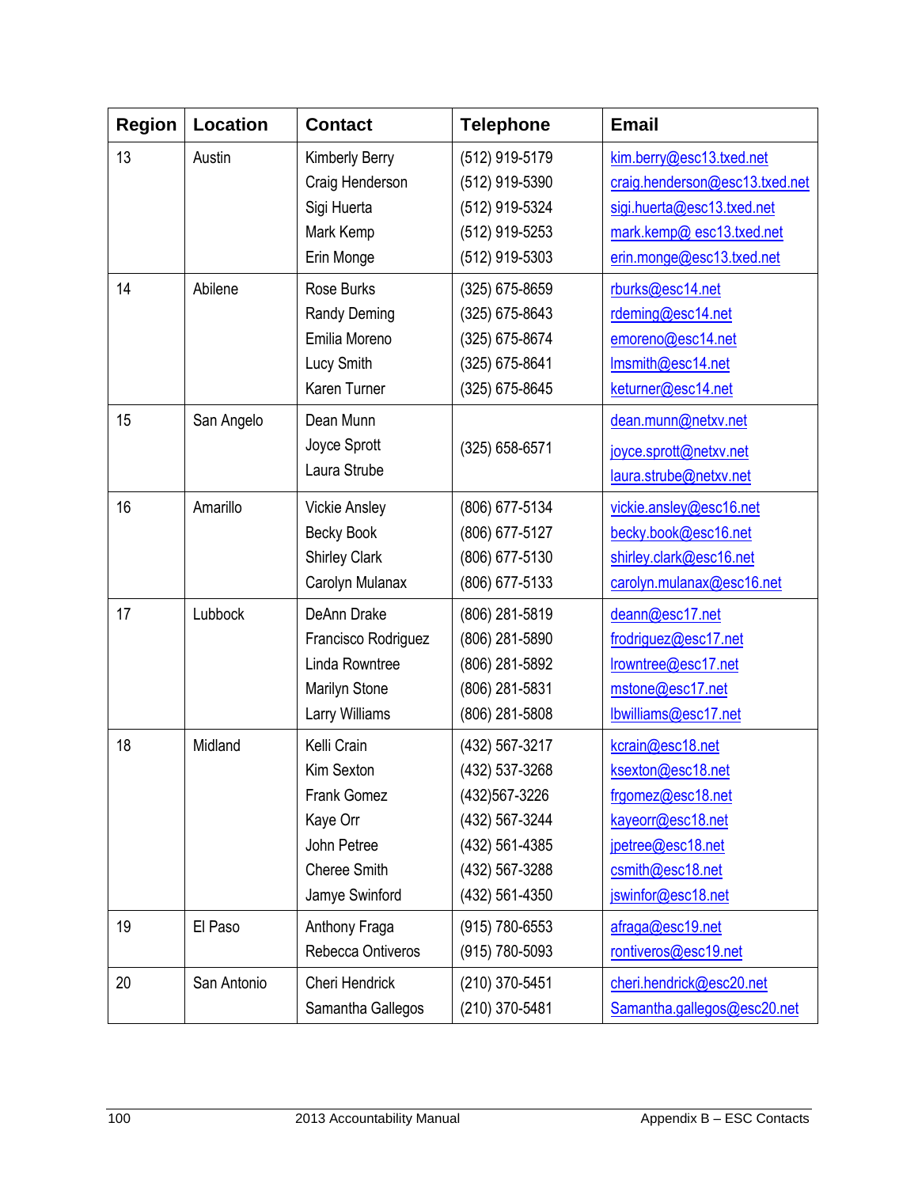| Region | Location | Contact | Telephone | Email |
|---|---|---|---|---|
| 13 | Austin | Kimberly Berry<br>Craig Henderson<br>Sigi Huerta<br>Mark Kemp<br>Erin Monge | (512) 919-5179<br>(512) 919-5390<br>(512) 919-5324<br>(512) 919-5253<br>(512) 919-5303 | kim.berry@esc13.txed.net<br>craig.henderson@esc13.txed.net<br>sigi.huerta@esc13.txed.net<br>mark.kemp@ esc13.txed.net<br>erin.monge@esc13.txed.net |
| 14 | Abilene | Rose Burks<br>Randy Deming<br>Emilia Moreno<br>Lucy Smith<br>Karen Turner | (325) 675-8659<br>(325) 675-8643<br>(325) 675-8674<br>(325) 675-8641<br>(325) 675-8645 | rburks@esc14.net<br>rdeming@esc14.net<br>emoreno@esc14.net<br>lmsmith@esc14.net<br>keturner@esc14.net |
| 15 | San Angelo | Dean Munn<br>Joyce Sprott<br>Laura Strube | (325) 658-6571 | dean.munn@netxv.net<br>joyce.sprott@netxv.net<br>laura.strube@netxv.net |
| 16 | Amarillo | Vickie Ansley<br>Becky Book<br>Shirley Clark<br>Carolyn Mulanax | (806) 677-5134<br>(806) 677-5127<br>(806) 677-5130<br>(806) 677-5133 | vickie.ansley@esc16.net<br>becky.book@esc16.net<br>shirley.clark@esc16.net<br>carolyn.mulanax@esc16.net |
| 17 | Lubbock | DeAnn Drake<br>Francisco Rodriguez<br>Linda Rowntree<br>Marilyn Stone<br>Larry Williams | (806) 281-5819<br>(806) 281-5890<br>(806) 281-5892<br>(806) 281-5831<br>(806) 281-5808 | deann@esc17.net<br>frodriguez@esc17.net<br>lrowntree@esc17.net<br>mstone@esc17.net<br>lbwilliams@esc17.net |
| 18 | Midland | Kelli Crain<br>Kim Sexton<br>Frank Gomez<br>Kaye Orr<br>John Petree<br>Cheree Smith<br>Jamye Swinford | (432) 567-3217<br>(432) 537-3268<br>(432)567-3226<br>(432) 567-3244<br>(432) 561-4385<br>(432) 567-3288<br>(432) 561-4350 | kcrain@esc18.net<br>ksexton@esc18.net<br>frgomez@esc18.net<br>kayeorr@esc18.net<br>jpetree@esc18.net<br>csmith@esc18.net<br>jswinfor@esc18.net |
| 19 | El Paso | Anthony Fraga<br>Rebecca Ontiveros | (915) 780-6553<br>(915) 780-5093 | afraga@esc19.net<br>rontiveros@esc19.net |
| 20 | San Antonio | Cheri Hendrick<br>Samantha Gallegos | (210) 370-5451<br>(210) 370-5481 | cheri.hendrick@esc20.net<br>Samantha.gallegos@esc20.net |